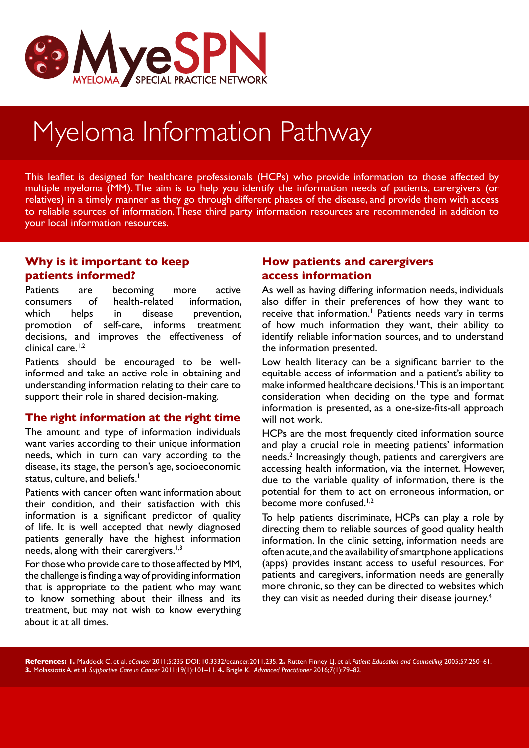MyeSPN
MYELOMA SPECIAL PRACTICE NETWORK

# Myeloma Information Pathway

This leaflet is designed for healthcare professionals (HCPs) who provide information to those affected by multiple myeloma (MM). The aim is to help you identify the information needs of patients, carergivers (or relatives) in a timely manner as they go through different phases of the disease, and provide them with access to reliable sources of information. These third party information resources are recommended in addition to your local information resources.

## Why is it important to keep patients informed?

Patients are becoming more active consumers of health-related information, which helps in disease prevention, promotion of self-care, informs treatment decisions, and improves the effectiveness of clinical care.[1,2]

Patients should be encouraged to be well-informed and take an active role in obtaining and understanding information relating to their care to support their role in shared decision-making.

## The right information at the right time

The amount and type of information individuals want varies according to their unique information needs, which in turn can vary according to the disease, its stage, the person's age, socioeconomic status, culture, and beliefs.[1]

Patients with cancer often want information about their condition, and their satisfaction with this information is a significant predictor of quality of life. It is well accepted that newly diagnosed patients generally have the highest information needs, along with their carergivers.[1,3]

For those who provide care to those affected by MM, the challenge is finding a way of providing information that is appropriate to the patient who may want to know something about their illness and its treatment, but may not wish to know everything about it at all times.

## How patients and carergivers access information

As well as having differing information needs, individuals also differ in their preferences of how they want to receive that information.[1] Patients needs vary in terms of how much information they want, their ability to identify reliable information sources, and to understand the information presented.

Low health literacy can be a significant barrier to the equitable access of information and a patient's ability to make informed healthcare decisions.[1] This is an important consideration when deciding on the type and format information is presented, as a one-size-fits-all approach will not work.

HCPs are the most frequently cited information source and play a crucial role in meeting patients' information needs.[2] Increasingly though, patients and carergivers are accessing health information, via the internet. However, due to the variable quality of information, there is the potential for them to act on erroneous information, or become more confused.[1,2]

To help patients discriminate, HCPs can play a role by directing them to reliable sources of good quality health information. In the clinic setting, information needs are often acute, and the availability of smartphone applications (apps) provides instant access to useful resources. For patients and caregivers, information needs are generally more chronic, so they can be directed to websites which they can visit as needed during their disease journey.[4]

**References: 1.** Maddock C, et al. *eCancer* 2011;5:235 DOI: 10.3332/ecancer.2011.235. **2.** Rutten Finney LJ, et al. *Patient Education and Counselling* 2005;57:250–61. **3.** Molassiotis A, et al. *Supportive Care in Cancer* 2011;19(1):101–11. **4.** Brigle K. *Advanced Practitioner* 2016;7(1):79–82.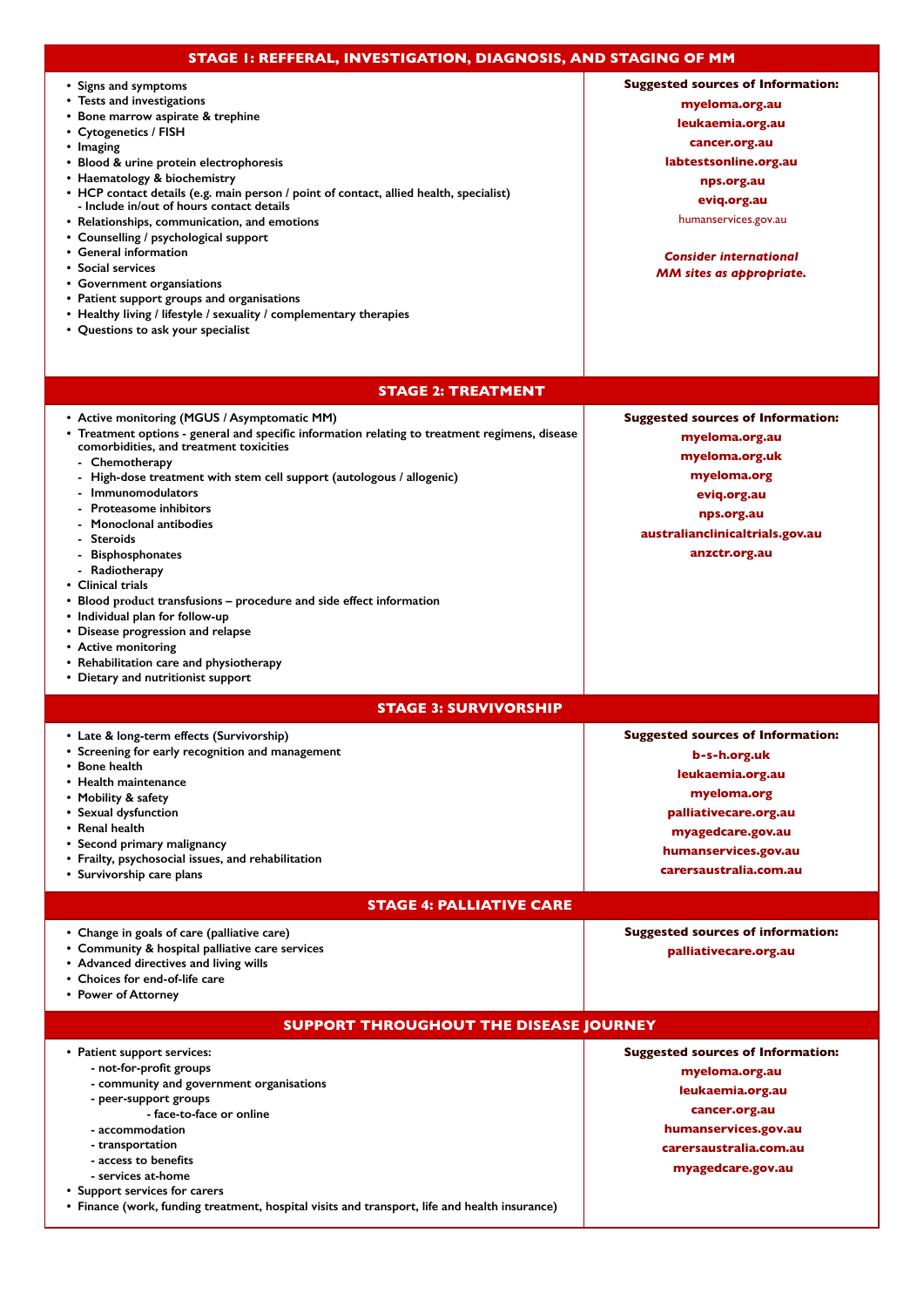## STAGE 1: REFFERAL, INVESTIGATION, DIAGNOSIS, AND STAGING OF MM

- Signs and symptoms
- Tests and investigations
- Bone marrow aspirate & trephine
- Cytogenetics / FISH
- Imaging
- Blood & urine protein electrophoresis
- Haematology & biochemistry
- HCP contact details (e.g. main person / point of contact, allied health, specialist)
  - Include in/out of hours contact details
- Relationships, communication, and emotions
- Counselling / psychological support
- General information
- Social services
- Government organsiations
- Patient support groups and organisations
- Healthy living / lifestyle / sexuality / complementary therapies
- Questions to ask your specialist

**Suggested sources of Information:**

myeloma.org.au
leukaemia.org.au
cancer.org.au
labtestsonline.org.au
nps.org.au
eviq.org.au
humanservices.gov.au

***Consider international MM sites as appropriate.***

## STAGE 2: TREATMENT

- Active monitoring (MGUS / Asymptomatic MM)
- Treatment options - general and specific information relating to treatment regimens, disease comorbidities, and treatment toxicities
  - Chemotherapy
  - High-dose treatment with stem cell support (autologous / allogenic)
  - Immunomodulators
  - Proteasome inhibitors
  - Monoclonal antibodies
  - Steroids
  - Bisphosphonates
  - Radiotherapy
- Clinical trials
- Blood product transfusions – procedure and side effect information
- Individual plan for follow-up
- Disease progression and relapse
- Active monitoring
- Rehabilitation care and physiotherapy
- Dietary and nutritionist support

**Suggested sources of Information:**

myeloma.org.au
myeloma.org.uk
myeloma.org
eviq.org.au
nps.org.au
australianclinicaltrials.gov.au
anzctr.org.au

## STAGE 3: SURVIVORSHIP

- Late & long-term effects (Survivorship)
- Screening for early recognition and management
- Bone health
- Health maintenance
- Mobility & safety
- Sexual dysfunction
- Renal health
- Second primary malignancy
- Frailty, psychosocial issues, and rehabilitation
- Survivorship care plans

**Suggested sources of Information:**

b-s-h.org.uk
leukaemia.org.au
myeloma.org
palliativecare.org.au
myagedcare.gov.au
humanservices.gov.au
carersaustralia.com.au

## STAGE 4: PALLIATIVE CARE

- Change in goals of care (palliative care)
- Community & hospital palliative care services
- Advanced directives and living wills
- Choices for end-of-life care
- Power of Attorney

**Suggested sources of information:**

palliativecare.org.au

## SUPPORT THROUGHOUT THE DISEASE JOURNEY

- Patient support services:
  - not-for-profit groups
  - community and government organisations
  - peer-support groups
    - face-to-face or online
  - accommodation
  - transportation
  - access to benefits
  - services at-home
- Support services for carers
- Finance (work, funding treatment, hospital visits and transport, life and health insurance)

**Suggested sources of Information:**

myeloma.org.au
leukaemia.org.au
cancer.org.au
humanservices.gov.au
carersaustralia.com.au
myagedcare.gov.au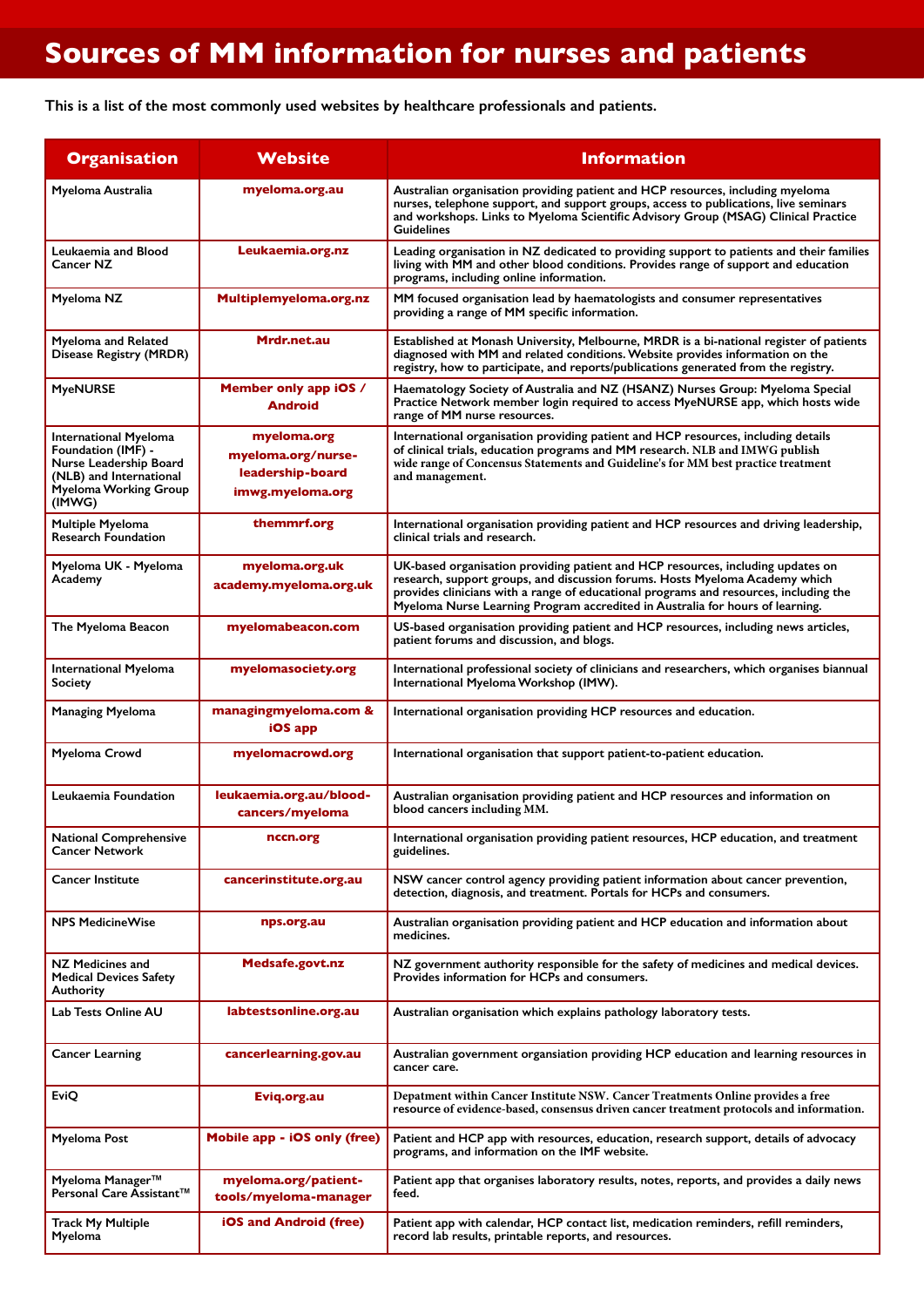# Sources of MM information for nurses and patients

**This is a list of the most commonly used websites by healthcare professionals and patients.**

| Organisation | Website | Information |
|---|---|---|
| Myeloma Australia | myeloma.org.au | Australian organisation providing patient and HCP resources, including myeloma nurses, telephone support, and support groups, access to publications, live seminars and workshops. Links to Myeloma Scientific Advisory Group (MSAG) Clinical Practice Guidelines |
| Leukaemia and Blood Cancer NZ | Leukaemia.org.nz | Leading organisation in NZ dedicated to providing support to patients and their families living with MM and other blood conditions. Provides range of support and education programs, including online information. |
| Myeloma NZ | Multiplemyeloma.org.nz | MM focused organisation lead by haematologists and consumer representatives providing a range of MM specific information. |
| Myeloma and Related Disease Registry (MRDR) | Mrdr.net.au | Established at Monash University, Melbourne, MRDR is a bi-national register of patients diagnosed with MM and related conditions. Website provides information on the registry, how to participate, and reports/publications generated from the registry. |
| MyeNURSE | Member only app iOS / Android | Haematology Society of Australia and NZ (HSANZ) Nurses Group: Myeloma Special Practice Network member login required to access MyeNURSE app, which hosts wide range of MM nurse resources. |
| International Myeloma Foundation (IMF) - Nurse Leadership Board (NLB) and International Myeloma Working Group (IMWG) | myeloma.org<br>myeloma.org/nurse-leadership-board<br>imwg.myeloma.org | International organisation providing patient and HCP resources, including details of clinical trials, education programs and MM research. NLB and IMWG publish wide range of Concensus Statements and Guideline's for MM best practice treatment and management. |
| Multiple Myeloma Research Foundation | themmrf.org | International organisation providing patient and HCP resources and driving leadership, clinical trials and research. |
| Myeloma UK - Myeloma Academy | myeloma.org.uk<br>academy.myeloma.org.uk | UK-based organisation providing patient and HCP resources, including updates on research, support groups, and discussion forums. Hosts Myeloma Academy which provides clinicians with a range of educational programs and resources, including the Myeloma Nurse Learning Program accredited in Australia for hours of learning. |
| The Myeloma Beacon | myelomabeacon.com | US-based organisation providing patient and HCP resources, including news articles, patient forums and discussion, and blogs. |
| International Myeloma Society | myelomasociety.org | International professional society of clinicians and researchers, which organises biannual International Myeloma Workshop (IMW). |
| Managing Myeloma | managingmyeloma.com & iOS app | International organisation providing HCP resources and education. |
| Myeloma Crowd | myelomacrowd.org | International organisation that support patient-to-patient education. |
| Leukaemia Foundation | leukaemia.org.au/blood-cancers/myeloma | Australian organisation providing patient and HCP resources and information on blood cancers including MM. |
| National Comprehensive Cancer Network | nccn.org | International organisation providing patient resources, HCP education, and treatment guidelines. |
| Cancer Institute | cancerinstitute.org.au | NSW cancer control agency providing patient information about cancer prevention, detection, diagnosis, and treatment. Portals for HCPs and consumers. |
| NPS MedicineWise | nps.org.au | Australian organisation providing patient and HCP education and information about medicines. |
| NZ Medicines and Medical Devices Safety Authority | Medsafe.govt.nz | NZ government authority responsible for the safety of medicines and medical devices. Provides information for HCPs and consumers. |
| Lab Tests Online AU | labtestsonline.org.au | Australian organisation which explains pathology laboratory tests. |
| Cancer Learning | cancerlearning.gov.au | Australian government organsiation providing HCP education and learning resources in cancer care. |
| EviQ | Eviq.org.au | Depatment within Cancer Institute NSW. Cancer Treatments Online provides a free resource of evidence-based, consensus driven cancer treatment protocols and information. |
| Myeloma Post | Mobile app - iOS only (free) | Patient and HCP app with resources, education, research support, details of advocacy programs, and information on the IMF website. |
| Myeloma Manager™ Personal Care Assistant™ | myeloma.org/patient-tools/myeloma-manager | Patient app that organises laboratory results, notes, reports, and provides a daily news feed. |
| Track My Multiple Myeloma | iOS and Android (free) | Patient app with calendar, HCP contact list, medication reminders, refill reminders, record lab results, printable reports, and resources. |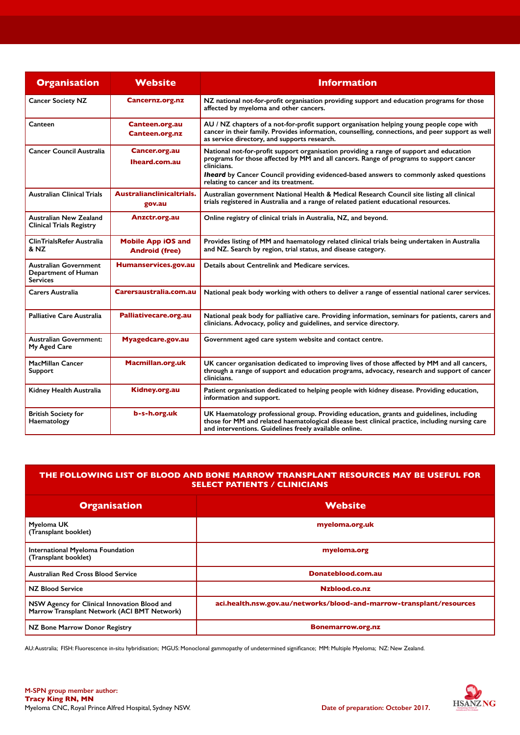| Organisation | Website | Information |
|---|---|---|
| Cancer Society NZ | **Cancernz.org.nz** | NZ national not-for-profit organisation providing support and education programs for those affected by myeloma and other cancers. |
| Canteen | **Canteen.org.au**<br>**Canteen.org.nz** | AU / NZ chapters of a not-for-profit support organisation helping young people cope with cancer in their family. Provides information, counselling, connections, and peer support as well as service directory, and supports research. |
| Cancer Council Australia | **Cancer.org.au**<br>**Iheard.com.au** | National not-for-profit support organisation providing a range of support and education programs for those affected by MM and all cancers. Range of programs to support cancer clinicians.<br>***Iheard*** by Cancer Council providing evidenced-based answers to commonly asked questions relating to cancer and its treatment. |
| Australian Clinical Trials | **Australianclinicaltrials.gov.au** | Australian government National Health & Medical Research Council site listing all clinical trials registered in Australia and a range of related patient educational resources. |
| Australian New Zealand Clinical Trials Registry | **Anzctr.org.au** | Online registry of clinical trials in Australia, NZ, and beyond. |
| ClinTrialsRefer Australia & NZ | **Mobile App iOS and Android (free)** | Provides listing of MM and haematology related clinical trials being undertaken in Australia and NZ. Search by region, trial status, and disease category. |
| Australian Government Department of Human Services | **Humanservices.gov.au** | Details about Centrelink and Medicare services. |
| Carers Australia | **Carersaustralia.com.au** | National peak body working with others to deliver a range of essential national carer services. |
| Palliative Care Australia | **Palliativecare.org.au** | National peak body for palliative care. Providing information, seminars for patients, carers and clinicians. Advocacy, policy and guidelines, and service directory. |
| Australian Government: My Aged Care | **Myagedcare.gov.au** | Government aged care system website and contact centre. |
| MacMillan Cancer Support | **Macmillan.org.uk** | UK cancer organisation dedicated to improving lives of those affected by MM and all cancers, through a range of support and education programs, advocacy, research and support of cancer clinicians. |
| Kidney Health Australia | **Kidney.org.au** | Patient organisation dedicated to helping people with kidney disease. Providing education, information and support. |
| British Society for Haematology | **b-s-h.org.uk** | UK Haematology professional group. Providing education, grants and guidelines, including those for MM and related haematological disease best clinical practice, including nursing care and interventions. Guidelines freely available online. |

**THE FOLLOWING LIST OF BLOOD AND BONE MARROW TRANSPLANT RESOURCES MAY BE USEFUL FOR SELECT PATIENTS / CLINICIANS**

| Organisation | Website |
|---|---|
| Myeloma UK<br>(Transplant booklet) | **myeloma.org.uk** |
| International Myeloma Foundation<br>(Transplant booklet) | **myeloma.org** |
| Australian Red Cross Blood Service | **Donateblood.com.au** |
| NZ Blood Service | **Nzblood.co.nz** |
| NSW Agency for Clinical Innovation Blood and Marrow Transplant Network (ACI BMT Network) | **aci.health.nsw.gov.au/networks/blood-and-marrow-transplant/resources** |
| NZ Bone Marrow Donor Registry | **Bonemarrow.org.nz** |

AU: Australia; FISH: Fluorescence in-situ hybridisation; MGUS: Monoclonal gammopathy of undetermined significance; MM: Multiple Myeloma; NZ: New Zealand.

M-SPN group member author:
**Tracy King RN, MN**
Myeloma CNC, Royal Prince Alfred Hospital, Sydney NSW.

Date of preparation: October 2017.